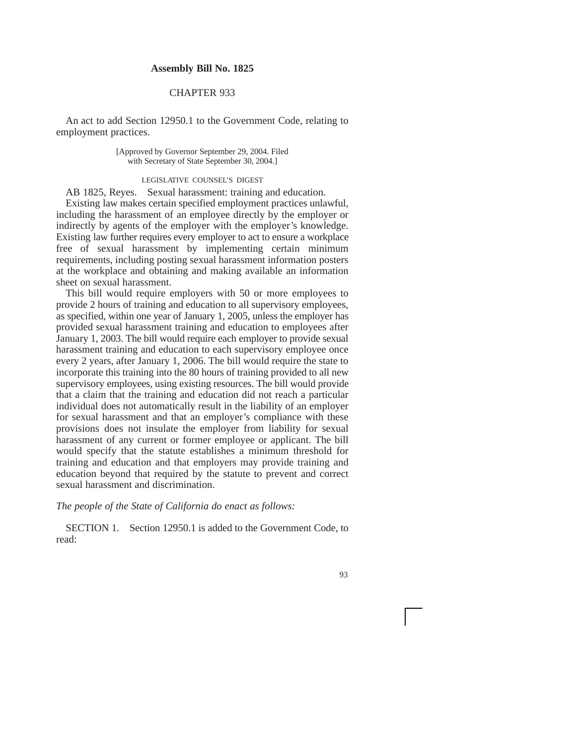**Assembly Bill No. 1825**

CHAPTER 933

An act to add Section 12950.1 to the Government Code, relating to employment practices.

[Approved by Governor September 29, 2004. Filed with Secretary of State September 30, 2004.]

LEGISLATIVE COUNSEL'S DIGEST

AB 1825, Reyes. Sexual harassment: training and education.

Existing law makes certain specified employment practices unlawful, including the harassment of an employee directly by the employer or indirectly by agents of the employer with the employer's knowledge. Existing law further requires every employer to act to ensure a workplace free of sexual harassment by implementing certain minimum requirements, including posting sexual harassment information posters at the workplace and obtaining and making available an information sheet on sexual harassment.

This bill would require employers with 50 or more employees to provide 2 hours of training and education to all supervisory employees, as specified, within one year of January 1, 2005, unless the employer has provided sexual harassment training and education to employees after January 1, 2003. The bill would require each employer to provide sexual harassment training and education to each supervisory employee once every 2 years, after January 1, 2006. The bill would require the state to incorporate this training into the 80 hours of training provided to all new supervisory employees, using existing resources. The bill would provide that a claim that the training and education did not reach a particular individual does not automatically result in the liability of an employer for sexual harassment and that an employer's compliance with these provisions does not insulate the employer from liability for sexual harassment of any current or former employee or applicant. The bill would specify that the statute establishes a minimum threshold for training and education and that employers may provide training and education beyond that required by the statute to prevent and correct sexual harassment and discrimination.

*The people of the State of California do enact as follows:*

SECTION 1. Section 12950.1 is added to the Government Code, to read: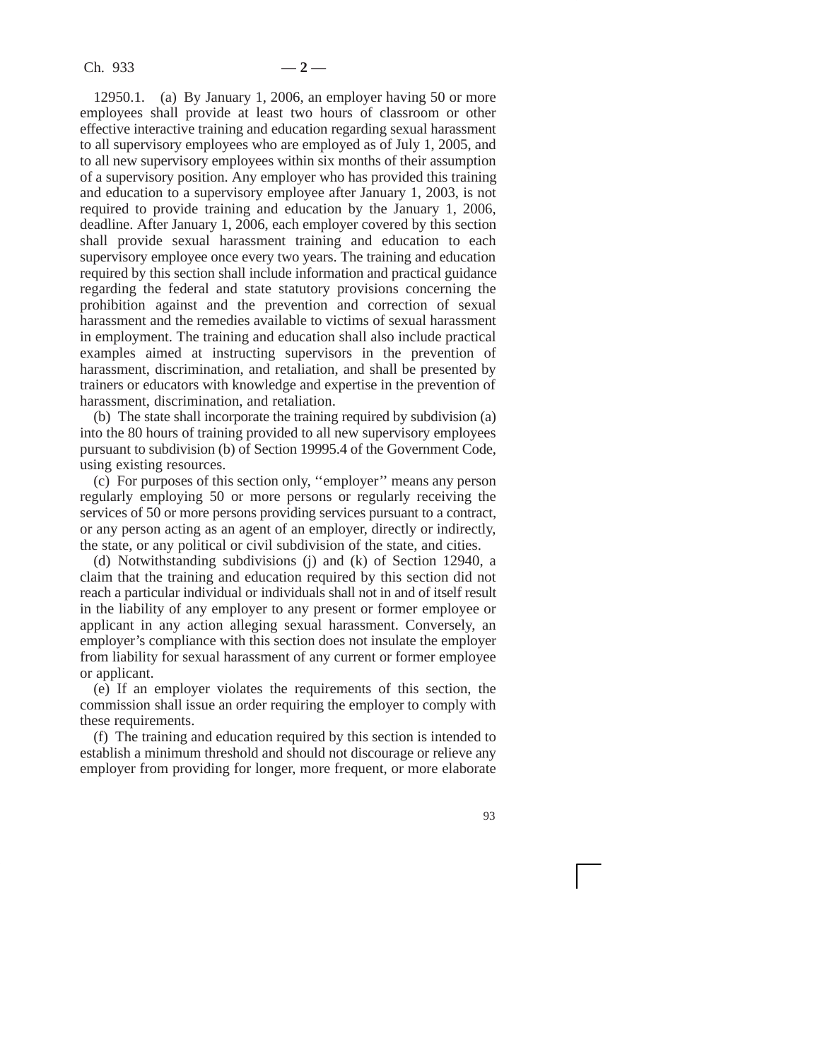12950.1. (a) By January 1, 2006, an employer having 50 or more employees shall provide at least two hours of classroom or other effective interactive training and education regarding sexual harassment to all supervisory employees who are employed as of July 1, 2005, and to all new supervisory employees within six months of their assumption of a supervisory position. Any employer who has provided this training and education to a supervisory employee after January 1, 2003, is not required to provide training and education by the January 1, 2006, deadline. After January 1, 2006, each employer covered by this section shall provide sexual harassment training and education to each supervisory employee once every two years. The training and education required by this section shall include information and practical guidance regarding the federal and state statutory provisions concerning the prohibition against and the prevention and correction of sexual harassment and the remedies available to victims of sexual harassment in employment. The training and education shall also include practical examples aimed at instructing supervisors in the prevention of harassment, discrimination, and retaliation, and shall be presented by trainers or educators with knowledge and expertise in the prevention of harassment, discrimination, and retaliation.

(b) The state shall incorporate the training required by subdivision (a) into the 80 hours of training provided to all new supervisory employees pursuant to subdivision (b) of Section 19995.4 of the Government Code, using existing resources.

(c) For purposes of this section only, ''employer'' means any person regularly employing 50 or more persons or regularly receiving the services of 50 or more persons providing services pursuant to a contract, or any person acting as an agent of an employer, directly or indirectly, the state, or any political or civil subdivision of the state, and cities.

(d) Notwithstanding subdivisions (j) and (k) of Section 12940, a claim that the training and education required by this section did not reach a particular individual or individuals shall not in and of itself result in the liability of any employer to any present or former employee or applicant in any action alleging sexual harassment. Conversely, an employer's compliance with this section does not insulate the employer from liability for sexual harassment of any current or former employee or applicant.

(e) If an employer violates the requirements of this section, the commission shall issue an order requiring the employer to comply with these requirements.

(f) The training and education required by this section is intended to establish a minimum threshold and should not discourage or relieve any employer from providing for longer, more frequent, or more elaborate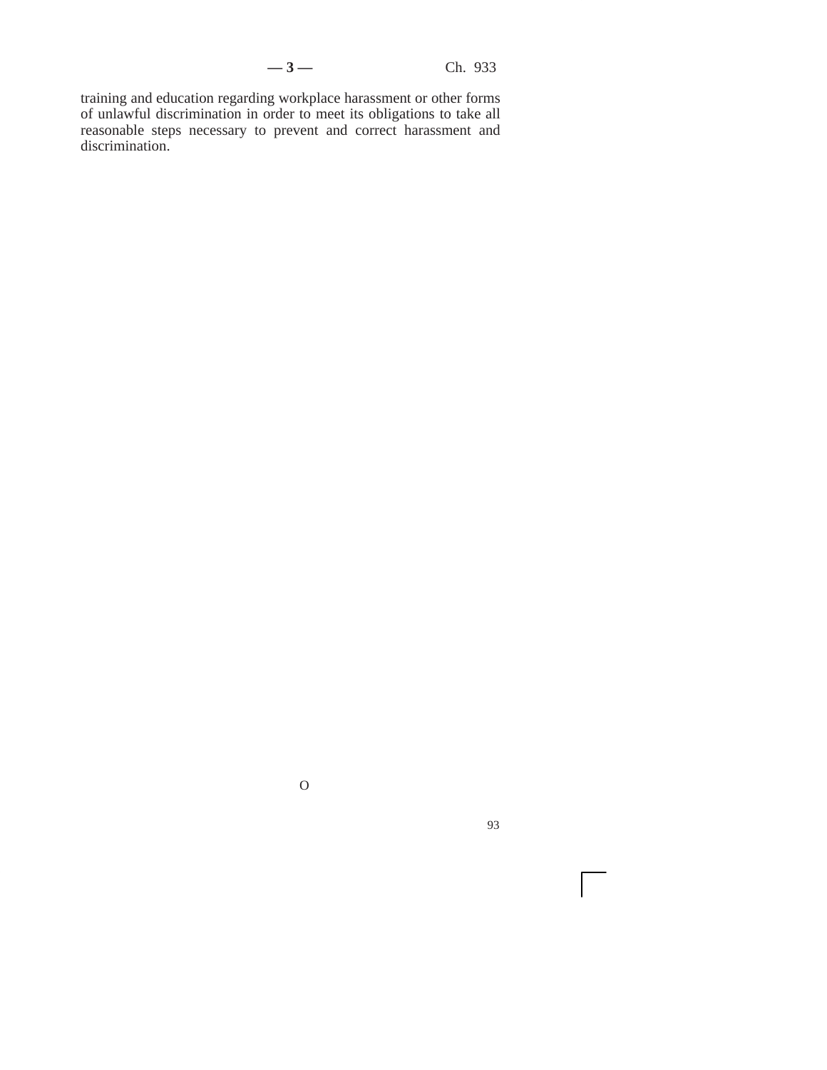training and education regarding workplace harassment or other forms of unlawful discrimination in order to meet its obligations to take all reasonable steps necessary to prevent and correct harassment and discrimination.

O